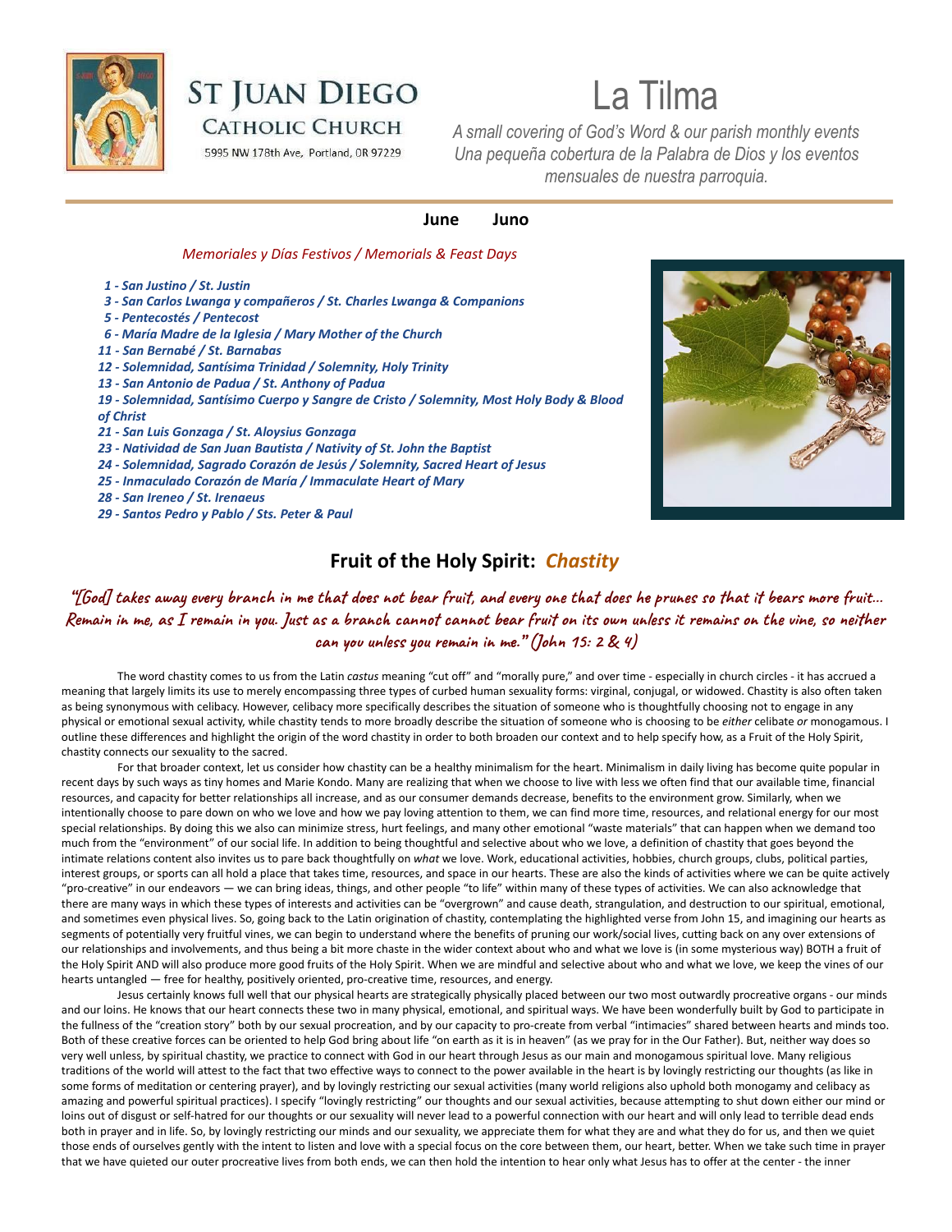# ST JUAN DIEGO CATHOLIC CHURCH

5995 NW 178th Ave, Portland, OR 97229

# La Tilma

*A small covering of God's Word & our parish monthly events*
*Una pequeña cobertura de la Palabra de Dios y los eventos mensuales de nuestra parroquia.*

**June Juno**

*Memoriales y Días Festivos / Memorials & Feast Days*

***1 - San Justino / St. Justin***
***3 - San Carlos Lwanga y compañeros / St. Charles Lwanga & Companions***
***5 - Pentecostés / Pentecost***
***6 - María Madre de la Iglesia / Mary Mother of the Church***
***11 - San Bernabé / St. Barnabas***
***12 - Solemnidad, Santísima Trinidad / Solemnity, Holy Trinity***
***13 - San Antonio de Padua / St. Anthony of Padua***
***19 - Solemnidad, Santísimo Cuerpo y Sangre de Cristo / Solemnity, Most Holy Body & Blood of Christ***
***21 - San Luis Gonzaga / St. Aloysius Gonzaga***
***23 - Natividad de San Juan Bautista / Nativity of St. John the Baptist***
***24 - Solemnidad, Sagrado Corazón de Jesús / Solemnity, Sacred Heart of Jesus***
***25 - Inmaculado Corazón de María / Immaculate Heart of Mary***
***28 - San Ireneo / St. Irenaeus***
***29 - Santos Pedro y Pablo / Sts. Peter & Paul***

## Fruit of the Holy Spirit: *Chastity*

"[God] takes away every branch in me that does not bear fruit, and every one that does he prunes so that it bears more fruit... Remain in me, as I remain in you. Just as a branch cannot cannot bear fruit on its own unless it remains on the vine, so neither can you unless you remain in me." (John 15: 2 & 4)

The word chastity comes to us from the Latin *castus* meaning "cut off" and "morally pure," and over time - especially in church circles - it has accrued a meaning that largely limits its use to merely encompassing three types of curbed human sexuality forms: virginal, conjugal, or widowed. Chastity is also often taken as being synonymous with celibacy. However, celibacy more specifically describes the situation of someone who is thoughtfully choosing not to engage in any physical or emotional sexual activity, while chastity tends to more broadly describe the situation of someone who is choosing to be *either* celibate *or* monogamous. I outline these differences and highlight the origin of the word chastity in order to both broaden our context and to help specify how, as a Fruit of the Holy Spirit, chastity connects our sexuality to the sacred.

For that broader context, let us consider how chastity can be a healthy minimalism for the heart. Minimalism in daily living has become quite popular in recent days by such ways as tiny homes and Marie Kondo. Many are realizing that when we choose to live with less we often find that our available time, financial resources, and capacity for better relationships all increase, and as our consumer demands decrease, benefits to the environment grow. Similarly, when we intentionally choose to pare down on who we love and how we pay loving attention to them, we can find more time, resources, and relational energy for our most special relationships. By doing this we also can minimize stress, hurt feelings, and many other emotional "waste materials" that can happen when we demand too much from the "environment" of our social life. In addition to being thoughtful and selective about who we love, a definition of chastity that goes beyond the intimate relations content also invites us to pare back thoughtfully on *what* we love. Work, educational activities, hobbies, church groups, clubs, political parties, interest groups, or sports can all hold a place that takes time, resources, and space in our hearts. These are also the kinds of activities where we can be quite actively "pro-creative" in our endeavors — we can bring ideas, things, and other people "to life" within many of these types of activities. We can also acknowledge that there are many ways in which these types of interests and activities can be "overgrown" and cause death, strangulation, and destruction to our spiritual, emotional, and sometimes even physical lives. So, going back to the Latin origination of chastity, contemplating the highlighted verse from John 15, and imagining our hearts as segments of potentially very fruitful vines, we can begin to understand where the benefits of pruning our work/social lives, cutting back on any over extensions of our relationships and involvements, and thus being a bit more chaste in the wider context about who and what we love is (in some mysterious way) BOTH a fruit of the Holy Spirit AND will also produce more good fruits of the Holy Spirit. When we are mindful and selective about who and what we love, we keep the vines of our hearts untangled — free for healthy, positively oriented, pro-creative time, resources, and energy.

Jesus certainly knows full well that our physical hearts are strategically physically placed between our two most outwardly procreative organs - our minds and our loins. He knows that our heart connects these two in many physical, emotional, and spiritual ways. We have been wonderfully built by God to participate in the fullness of the "creation story" both by our sexual procreation, and by our capacity to pro-create from verbal "intimacies" shared between hearts and minds too. Both of these creative forces can be oriented to help God bring about life "on earth as it is in heaven" (as we pray for in the Our Father). But, neither way does so very well unless, by spiritual chastity, we practice to connect with God in our heart through Jesus as our main and monogamous spiritual love. Many religious traditions of the world will attest to the fact that two effective ways to connect to the power available in the heart is by lovingly restricting our thoughts (as like in some forms of meditation or centering prayer), and by lovingly restricting our sexual activities (many world religions also uphold both monogamy and celibacy as amazing and powerful spiritual practices). I specify "lovingly restricting" our thoughts and our sexual activities, because attempting to shut down either our mind or loins out of disgust or self-hatred for our thoughts or our sexuality will never lead to a powerful connection with our heart and will only lead to terrible dead ends both in prayer and in life. So, by lovingly restricting our minds and our sexuality, we appreciate them for what they are and what they do for us, and then we quiet those ends of ourselves gently with the intent to listen and love with a special focus on the core between them, our heart, better. When we take such time in prayer that we have quieted our outer procreative lives from both ends, we can then hold the intention to hear only what Jesus has to offer at the center - the inner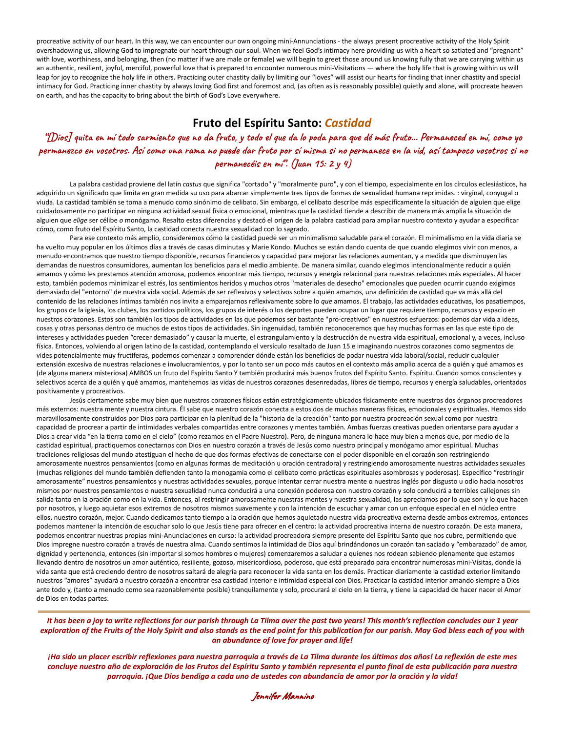procreative activity of our heart. In this way, we can encounter our own ongoing mini-Annunciations - the always present procreative activity of the Holy Spirit overshadowing us, allowing God to impregnate our heart through our soul. When we feel God's intimacy here providing us with a heart so satiated and "pregnant" with love, worthiness, and belonging, then (no matter if we are male or female) we will begin to greet those around us knowing fully that we are carrying within us an authentic, resilient, joyful, merciful, powerful love that is prepared to encounter numerous mini-Visitations — where the holy life that is growing within us will leap for joy to recognize the holy life in others. Practicing outer chastity daily by limiting our "loves" will assist our hearts for finding that inner chastity and special intimacy for God. Practicing inner chastity by always loving God first and foremost and, (as often as is reasonably possible) quietly and alone, will procreate heaven on earth, and has the capacity to bring about the birth of God's Love everywhere.

## Fruto del Espíritu Santo: *Castidad*

*"[Dios] quita en mí todo sarmiento que no da fruto, y todo el que da lo poda para que dé más fruto... Permaneced en mí, como yo permanezco en vosotros. Así como una rama no puede dar fruto por sí misma si no permanece en la vid, así tampoco vosotros si no permanecéis en mí". (Juan 15: 2 y 4)*

La palabra castidad proviene del latín *castus* que significa "cortado" y "moralmente puro", y con el tiempo, especialmente en los círculos eclesiásticos, ha adquirido un significado que limita en gran medida su uso para abarcar simplemente tres tipos de formas de sexualidad humana reprimidas. : virginal, conyugal o viuda. La castidad también se toma a menudo como sinónimo de celibato. Sin embargo, el celibato describe más específicamente la situación de alguien que elige cuidadosamente no participar en ninguna actividad sexual física o emocional, mientras que la castidad tiende a describir de manera más amplia la situación de alguien que *elige* ser célibe *o* monógamo. Resalto estas diferencias y destacó el origen de la palabra castidad para ampliar nuestro contexto y ayudar a especificar cómo, como fruto del Espíritu Santo, la castidad conecta nuestra sexualidad con lo sagrado.

Para ese contexto más amplio, consideremos cómo la castidad puede ser un minimalismo saludable para el corazón. El minimalismo en la vida diaria se ha vuelto muy popular en los últimos días a través de casas diminutas y Marie Kondo. Muchos se están dando cuenta de que cuando elegimos vivir con menos, a menudo encontramos que nuestro tiempo disponible, recursos financieros y capacidad para mejorar las relaciones aumentan, y a medida que disminuyen las demandas de nuestros consumidores, aumentan los beneficios para el medio ambiente. De manera similar, cuando elegimos intencionalmente reducir a quién amamos y cómo les prestamos atención amorosa, podemos encontrar más tiempo, recursos y energía relacional para nuestras relaciones más especiales. Al hacer esto, también podemos minimizar el estrés, los sentimientos heridos y muchos otros "materiales de desecho" emocionales que pueden ocurrir cuando exigimos demasiado del "entorno" de nuestra vida social. Además de ser reflexivos y selectivos sobre a quién amamos, una definición de castidad que va más allá del contenido de las relaciones íntimas también nos invita a emparejarnos reflexivamente sobre lo *que* amamos. El trabajo, las actividades educativas, los pasatiempos, los grupos de la iglesia, los clubes, los partidos políticos, los grupos de interés o los deportes pueden ocupar un lugar que requiere tiempo, recursos y espacio en nuestros corazones. Estos son también los tipos de actividades en las que podemos ser bastante "pro-creativos" en nuestros esfuerzos: podemos dar vida a ideas, cosas y otras personas dentro de muchos de estos tipos de actividades. Sin ingenuidad, también reconoceremos que hay muchas formas en las que este tipo de intereses y actividades pueden "crecer demasiado" y causar la muerte, el estrangulamiento y la destrucción de nuestra vida espiritual, emocional y, a veces, incluso física. Entonces, volviendo al origen latino de la castidad, contemplando el versículo resaltado de Juan 15 e imaginando nuestros corazones como segmentos de vides potencialmente muy fructíferas, podemos comenzar a comprender dónde están los beneficios de podar nuestra vida laboral/social, reducir cualquier extensión excesiva de nuestras relaciones e involucramientos, y por lo tanto ser un poco más cautos en el contexto más amplio acerca de a quién y qué amamos es (de alguna manera misteriosa) AMBOS un fruto del Espíritu Santo Y también producirá más buenos frutos del Espíritu Santo. Espíritu. Cuando somos conscientes y selectivos acerca de a quién y qué amamos, mantenemos las vidas de nuestros corazones desenredadas, libres de tiempo, recursos y energía saludables, orientados positivamente y procreativos.

Jesús ciertamente sabe muy bien que nuestros corazones físicos están estratégicamente ubicados físicamente entre nuestros dos órganos procreadores más externos: nuestra mente y nuestra cintura. Él sabe que nuestro corazón conecta a estos dos de muchas maneras físicas, emocionales y espirituales. Hemos sido maravillosamente construidos por Dios para participar en la plenitud de la "historia de la creación" tanto por nuestra procreación sexual como por nuestra capacidad de procrear a partir de intimidades verbales compartidas entre corazones y mentes también. Ambas fuerzas creativas pueden orientarse para ayudar a Dios a crear vida "en la tierra como en el cielo" (como rezamos en el Padre Nuestro). Pero, de ninguna manera lo hace muy bien a menos que, por medio de la castidad espiritual, practiquemos conectarnos con Dios en nuestro corazón a través de Jesús como nuestro principal y monógamo amor espiritual. Muchas tradiciones religiosas del mundo atestiguan el hecho de que dos formas efectivas de conectarse con el poder disponible en el corazón son restringiendo amorosamente nuestros pensamientos (como en algunas formas de meditación u oración centradora) y restringiendo amorosamente nuestras actividades sexuales (muchas religiones del mundo también defienden tanto la monogamia como el celibato como prácticas espirituales asombrosas y poderosas). Específico "restringir amorosamente" nuestros pensamientos y nuestras actividades sexuales, porque intentar cerrar nuestra mente o nuestras inglés por disgusto u odio hacia nosotros mismos por nuestros pensamientos o nuestra sexualidad nunca conducirá a una conexión poderosa con nuestro corazón y solo conducirá a terribles callejones sin salida tanto en la oración como en la vida. Entonces, al restringir amorosamente nuestras mentes y nuestra sexualidad, las apreciamos por lo que son y lo que hacen por nosotros, y luego aquietar esos extremos de nosotros mismos suavemente y con la intención de escuchar y amar con un enfoque especial en el núcleo entre ellos, nuestro corazón, mejor. Cuando dedicamos tanto tiempo a la oración que hemos aquietado nuestra vida procreativa externa desde ambos extremos, entonces podemos mantener la intención de escuchar solo lo que Jesús tiene para ofrecer en el centro: la actividad procreativa interna de nuestro corazón. De esta manera, podemos encontrar nuestras propias mini-Anunciaciones en curso: la actividad procreadora siempre presente del Espíritu Santo que nos cubre, permitiendo que Dios impregne nuestro corazón a través de nuestra alma. Cuando sentimos la intimidad de Dios aquí brindándonos un corazón tan saciado y "embarazado" de amor, dignidad y pertenencia, entonces (sin importar si somos hombres o mujeres) comenzaremos a saludar a quienes nos rodean sabiendo plenamente que estamos llevando dentro de nosotros un amor auténtico, resiliente, gozoso, misericordioso, poderoso, que está preparado para encontrar numerosas mini-Visitas, donde la vida santa que está creciendo dentro de nosotros saltará de alegría para reconocer la vida santa en los demás. Practicar diariamente la castidad exterior limitando nuestros "amores" ayudará a nuestro corazón a encontrar esa castidad interior e intimidad especial con Dios. Practicar la castidad interior amando siempre a Dios ante todo y, (tanto a menudo como sea razonablemente posible) tranquilamente y solo, procurará el cielo en la tierra, y tiene la capacidad de hacer nacer el Amor de Dios en todas partes.

---

***It has been a joy to write reflections for our parish through La Tilma over the past two years! This month's reflection concludes our 1 year exploration of the Fruits of the Holy Spirit and also stands as the end point for this publication for our parish. May God bless each of you with an abundance of love for prayer and life!***

***¡Ha sido un placer escribir reflexiones para nuestra parroquia a través de La Tilma durante los últimos dos años! La reflexión de este mes concluye nuestro año de exploración de los Frutos del Espíritu Santo y también representa el punto final de esta publicación para nuestra parroquia. ¡Que Dios bendiga a cada uno de ustedes con abundancia de amor por la oración y la vida!***

*Jennifer Mannino*